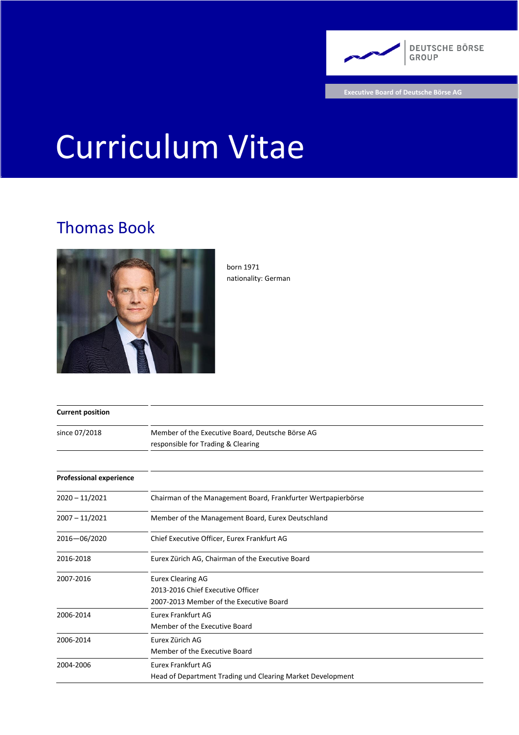DEUTSCHE BÖRSE GROUP

Executive Board of Deutsche Börse AG

# Curriculum Vitae

## Thomas Book

born 1971
nationality: German

| **Current position** | |
|---|---|
| since 07/2018 | Member of the Executive Board, Deutsche Börse AG<br>responsible for Trading & Clearing |

| **Professional experience** | |
|---|---|
| 2020 – 11/2021 | Chairman of the Management Board, Frankfurter Wertpapierbörse |
| 2007 – 11/2021 | Member of the Management Board, Eurex Deutschland |
| 2016—06/2020 | Chief Executive Officer, Eurex Frankfurt AG |
| 2016-2018 | Eurex Zürich AG, Chairman of the Executive Board |
| 2007-2016 | Eurex Clearing AG<br>2013-2016 Chief Executive Officer<br>2007-2013 Member of the Executive Board |
| 2006-2014 | Eurex Frankfurt AG<br>Member of the Executive Board |
| 2006-2014 | Eurex Zürich AG<br>Member of the Executive Board |
| 2004-2006 | Eurex Frankfurt AG<br>Head of Department Trading und Clearing Market Development |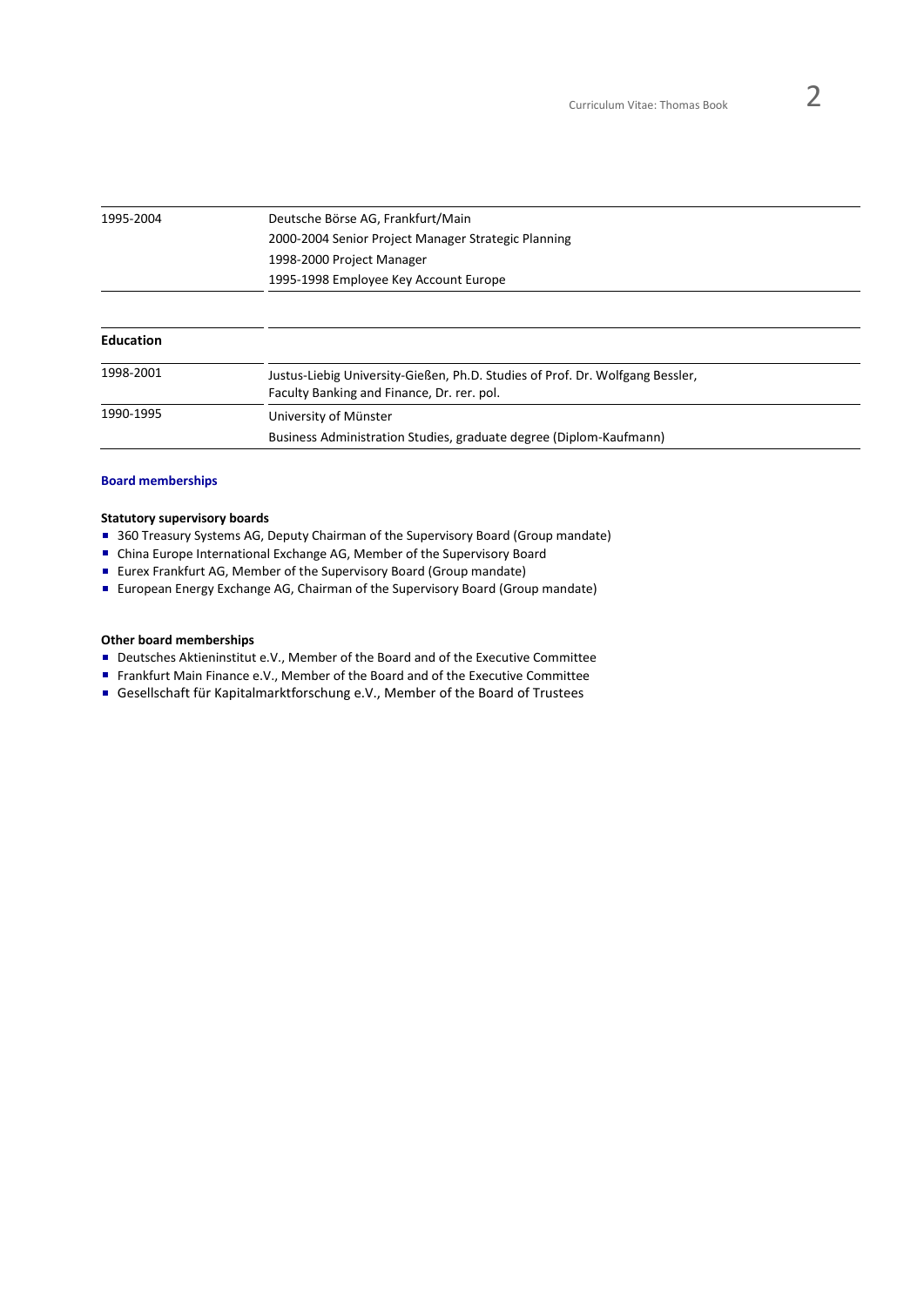| | |
|---|---|
| 1995-2004 | Deutsche Börse AG, Frankfurt/Main<br>2000-2004 Senior Project Manager Strategic Planning<br>1998-2000 Project Manager<br>1995-1998 Employee Key Account Europe |

**Education**

| | |
|---|---|
| 1998-2001 | Justus-Liebig University-Gießen, Ph.D. Studies of Prof. Dr. Wolfgang Bessler, Faculty Banking and Finance, Dr. rer. pol. |
| 1990-1995 | University of Münster<br>Business Administration Studies, graduate degree (Diplom-Kaufmann) |

### Board memberships

**Statutory supervisory boards**

- 360 Treasury Systems AG, Deputy Chairman of the Supervisory Board (Group mandate)
- China Europe International Exchange AG, Member of the Supervisory Board
- Eurex Frankfurt AG, Member of the Supervisory Board (Group mandate)
- European Energy Exchange AG, Chairman of the Supervisory Board (Group mandate)

**Other board memberships**

- Deutsches Aktieninstitut e.V., Member of the Board and of the Executive Committee
- Frankfurt Main Finance e.V., Member of the Board and of the Executive Committee
- Gesellschaft für Kapitalmarktforschung e.V., Member of the Board of Trustees